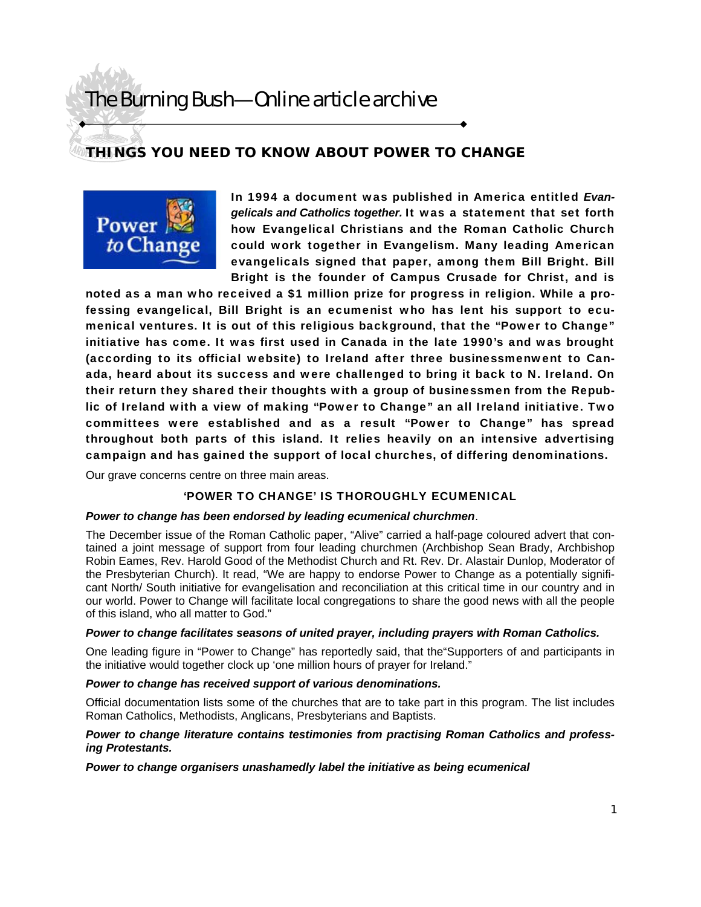The Burning Bush—Online article archive

# THINGS YOU NEED TO KNOW ABOUT POWER TO CHANGE

**In 1994 a document was published in America entitled *Evangelicals and Catholics together.* It was a statement that set forth how Evangelical Christians and the Roman Catholic Church could work together in Evangelism. Many leading American evangelicals signed that paper, among them Bill Bright. Bill Bright is the founder of Campus Crusade for Christ, and is noted as a man who received a $1 million prize for progress in religion. While a professing evangelical, Bill Bright is an ecumenist who has lent his support to ecumenical ventures. It is out of this religious background, that the "Power to Change" initiative has come. It was first used in Canada in the late 1990's and was brought (according to its official website) to Ireland after three businessmenwent to Canada, heard about its success and were challenged to bring it back to N. Ireland. On their return they shared their thoughts with a group of businessmen from the Republic of Ireland with a view of making "Power to Change" an all Ireland initiative. Two committees were established and as a result "Power to Change" has spread throughout both parts of this island. It relies heavily on an intensive advertising campaign and has gained the support of local churches, of differing denominations.**

Our grave concerns centre on three main areas.

## 'POWER TO CHANGE' IS THOROUGHLY ECUMENICAL

***Power to change has been endorsed by leading ecumenical churchmen*.**

The December issue of the Roman Catholic paper, "Alive" carried a half-page coloured advert that contained a joint message of support from four leading churchmen (Archbishop Sean Brady, Archbishop Robin Eames, Rev. Harold Good of the Methodist Church and Rt. Rev. Dr. Alastair Dunlop, Moderator of the Presbyterian Church). It read, "We are happy to endorse Power to Change as a potentially significant North/ South initiative for evangelisation and reconciliation at this critical time in our country and in our world. Power to Change will facilitate local congregations to share the good news with all the people of this island, who all matter to God."

***Power to change facilitates seasons of united prayer, including prayers with Roman Catholics.***

One leading figure in "Power to Change" has reportedly said, that the"Supporters of and participants in the initiative would together clock up 'one million hours of prayer for Ireland."

***Power to change has received support of various denominations.***

Official documentation lists some of the churches that are to take part in this program. The list includes Roman Catholics, Methodists, Anglicans, Presbyterians and Baptists.

***Power to change literature contains testimonies from practising Roman Catholics and professing Protestants.***

***Power to change organisers unashamedly label the initiative as being ecumenical***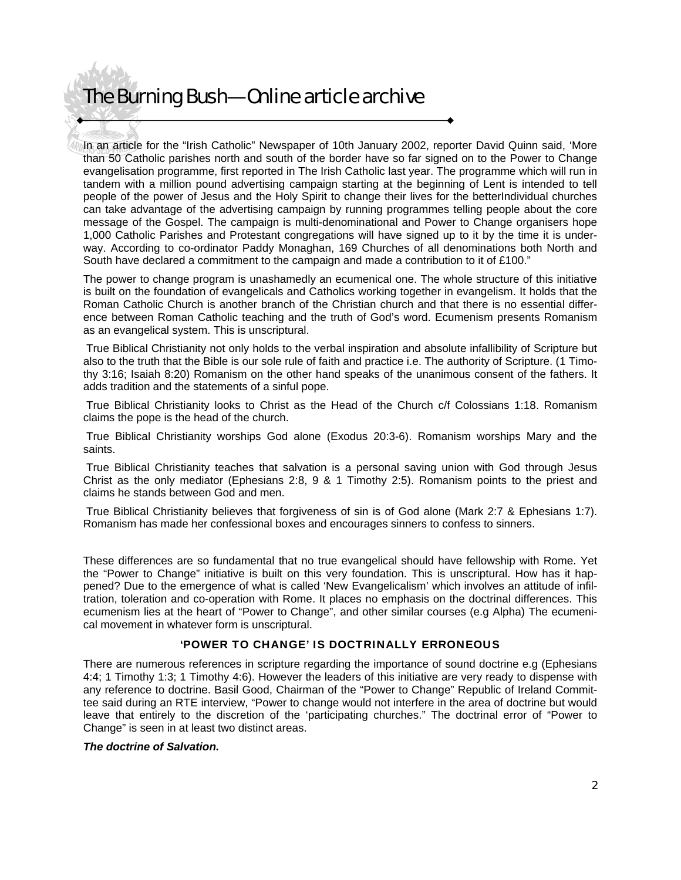In an article for the "Irish Catholic" Newspaper of 10th January 2002, reporter David Quinn said, 'More than 50 Catholic parishes north and south of the border have so far signed on to the Power to Change evangelisation programme, first reported in The Irish Catholic last year. The programme which will run in tandem with a million pound advertising campaign starting at the beginning of Lent is intended to tell people of the power of Jesus and the Holy Spirit to change their lives for the betterIndividual churches can take advantage of the advertising campaign by running programmes telling people about the core message of the Gospel. The campaign is multi-denominational and Power to Change organisers hope 1,000 Catholic Parishes and Protestant congregations will have signed up to it by the time it is underway. According to co-ordinator Paddy Monaghan, 169 Churches of all denominations both North and South have declared a commitment to the campaign and made a contribution to it of £100."

The power to change program is unashamedly an ecumenical one. The whole structure of this initiative is built on the foundation of evangelicals and Catholics working together in evangelism. It holds that the Roman Catholic Church is another branch of the Christian church and that there is no essential difference between Roman Catholic teaching and the truth of God's word. Ecumenism presents Romanism as an evangelical system. This is unscriptural.

True Biblical Christianity not only holds to the verbal inspiration and absolute infallibility of Scripture but also to the truth that the Bible is our sole rule of faith and practice i.e. The authority of Scripture. (1 Timothy 3:16; Isaiah 8:20) Romanism on the other hand speaks of the unanimous consent of the fathers. It adds tradition and the statements of a sinful pope.

True Biblical Christianity looks to Christ as the Head of the Church c/f Colossians 1:18. Romanism claims the pope is the head of the church.

True Biblical Christianity worships God alone (Exodus 20:3-6). Romanism worships Mary and the saints.

True Biblical Christianity teaches that salvation is a personal saving union with God through Jesus Christ as the only mediator (Ephesians 2:8, 9 & 1 Timothy 2:5). Romanism points to the priest and claims he stands between God and men.

True Biblical Christianity believes that forgiveness of sin is of God alone (Mark 2:7 & Ephesians 1:7). Romanism has made her confessional boxes and encourages sinners to confess to sinners.

These differences are so fundamental that no true evangelical should have fellowship with Rome. Yet the "Power to Change" initiative is built on this very foundation. This is unscriptural. How has it happened? Due to the emergence of what is called 'New Evangelicalism' which involves an attitude of infiltration, toleration and co-operation with Rome. It places no emphasis on the doctrinal differences. This ecumenism lies at the heart of "Power to Change", and other similar courses (e.g Alpha) The ecumenical movement in whatever form is unscriptural.

## 'POWER TO CHANGE' IS DOCTRINALLY ERRONEOUS

There are numerous references in scripture regarding the importance of sound doctrine e.g (Ephesians 4:4; 1 Timothy 1:3; 1 Timothy 4:6). However the leaders of this initiative are very ready to dispense with any reference to doctrine. Basil Good, Chairman of the "Power to Change" Republic of Ireland Committee said during an RTE interview, "Power to change would not interfere in the area of doctrine but would leave that entirely to the discretion of the 'participating churches." The doctrinal error of "Power to Change" is seen in at least two distinct areas.

***The doctrine of Salvation.***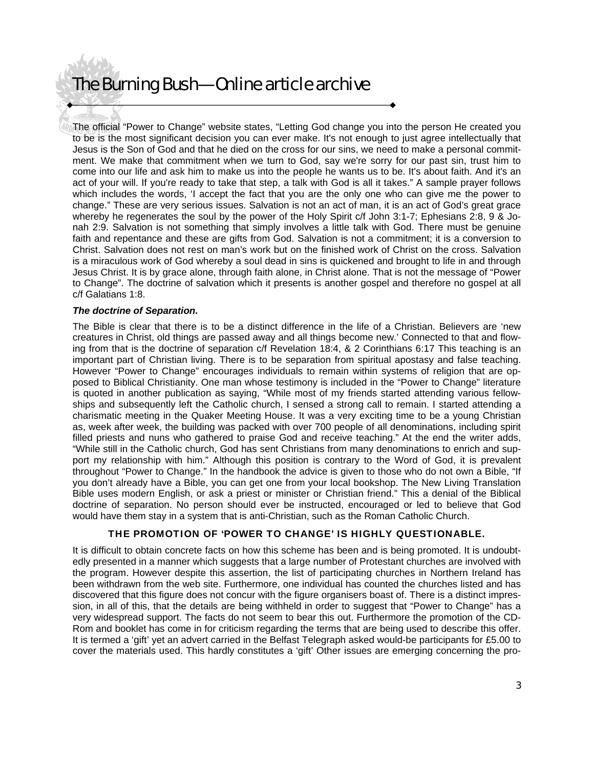The official "Power to Change" website states, "Letting God change you into the person He created you to be is the most significant decision you can ever make. It's not enough to just agree intellectually that Jesus is the Son of God and that he died on the cross for our sins, we need to make a personal commitment. We make that commitment when we turn to God, say we're sorry for our past sin, trust him to come into our life and ask him to make us into the people he wants us to be. It's about faith. And it's an act of your will. If you're ready to take that step, a talk with God is all it takes." A sample prayer follows which includes the words, 'I accept the fact that you are the only one who can give me the power to change." These are very serious issues. Salvation is not an act of man, it is an act of God's great grace whereby he regenerates the soul by the power of the Holy Spirit c/f John 3:1-7; Ephesians 2:8, 9 & Jonah 2:9. Salvation is not something that simply involves a little talk with God. There must be genuine faith and repentance and these are gifts from God. Salvation is not a commitment; it is a conversion to Christ. Salvation does not rest on man's work but on the finished work of Christ on the cross. Salvation is a miraculous work of God whereby a soul dead in sins is quickened and brought to life in and through Jesus Christ. It is by grace alone, through faith alone, in Christ alone. That is not the message of "Power to Change". The doctrine of salvation which it presents is another gospel and therefore no gospel at all c/f Galatians 1:8.

***The doctrine of Separation.***

The Bible is clear that there is to be a distinct difference in the life of a Christian. Believers are 'new creatures in Christ, old things are passed away and all things become new.' Connected to that and flowing from that is the doctrine of separation c/f Revelation 18:4, & 2 Corinthians 6:17 This teaching is an important part of Christian living. There is to be separation from spiritual apostasy and false teaching. However "Power to Change" encourages individuals to remain within systems of religion that are opposed to Biblical Christianity. One man whose testimony is included in the "Power to Change" literature is quoted in another publication as saying, "While most of my friends started attending various fellowships and subsequently left the Catholic church, I sensed a strong call to remain. I started attending a charismatic meeting in the Quaker Meeting House. It was a very exciting time to be a young Christian as, week after week, the building was packed with over 700 people of all denominations, including spirit filled priests and nuns who gathered to praise God and receive teaching." At the end the writer adds, "While still in the Catholic church, God has sent Christians from many denominations to enrich and support my relationship with him." Although this position is contrary to the Word of God, it is prevalent throughout "Power to Change." In the handbook the advice is given to those who do not own a Bible, "If you don't already have a Bible, you can get one from your local bookshop. The New Living Translation Bible uses modern English, or ask a priest or minister or Christian friend." This a denial of the Biblical doctrine of separation. No person should ever be instructed, encouraged or led to believe that God would have them stay in a system that is anti-Christian, such as the Roman Catholic Church.

## THE PROMOTION OF 'POWER TO CHANGE' IS HIGHLY QUESTIONABLE.

It is difficult to obtain concrete facts on how this scheme has been and is being promoted. It is undoubtedly presented in a manner which suggests that a large number of Protestant churches are involved with the program. However despite this assertion, the list of participating churches in Northern Ireland has been withdrawn from the web site. Furthermore, one individual has counted the churches listed and has discovered that this figure does not concur with the figure organisers boast of. There is a distinct impression, in all of this, that the details are being withheld in order to suggest that "Power to Change" has a very widespread support. The facts do not seem to bear this out. Furthermore the promotion of the CD-Rom and booklet has come in for criticism regarding the terms that are being used to describe this offer. It is termed a 'gift' yet an advert carried in the Belfast Telegraph asked would-be participants for £5.00 to cover the materials used. This hardly constitutes a 'gift' Other issues are emerging concerning the pro-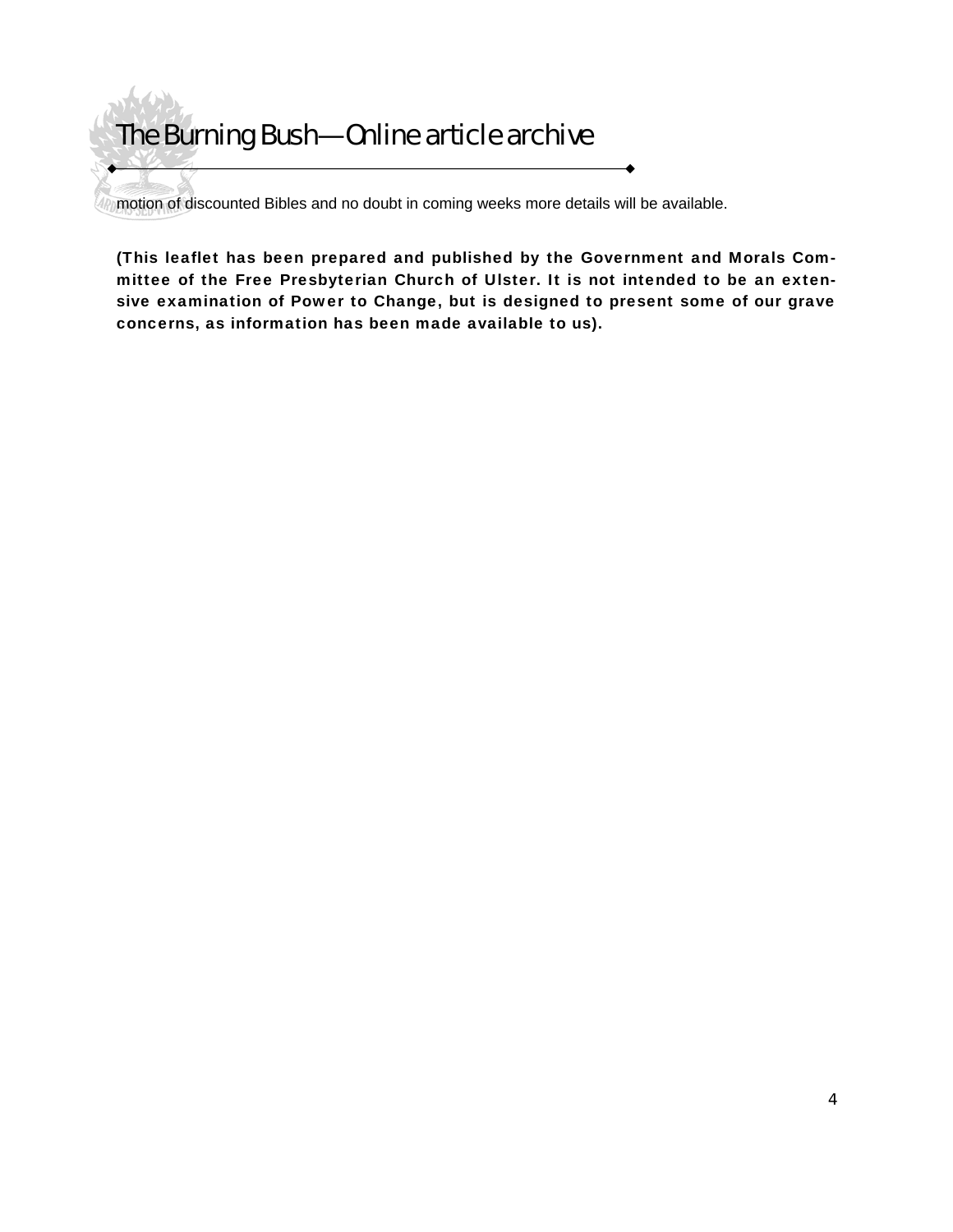motion of discounted Bibles and no doubt in coming weeks more details will be available.

**(This leaflet has been prepared and published by the Government and Morals Committee of the Free Presbyterian Church of Ulster. It is not intended to be an extensive examination of Power to Change, but is designed to present some of our grave concerns, as information has been made available to us).**